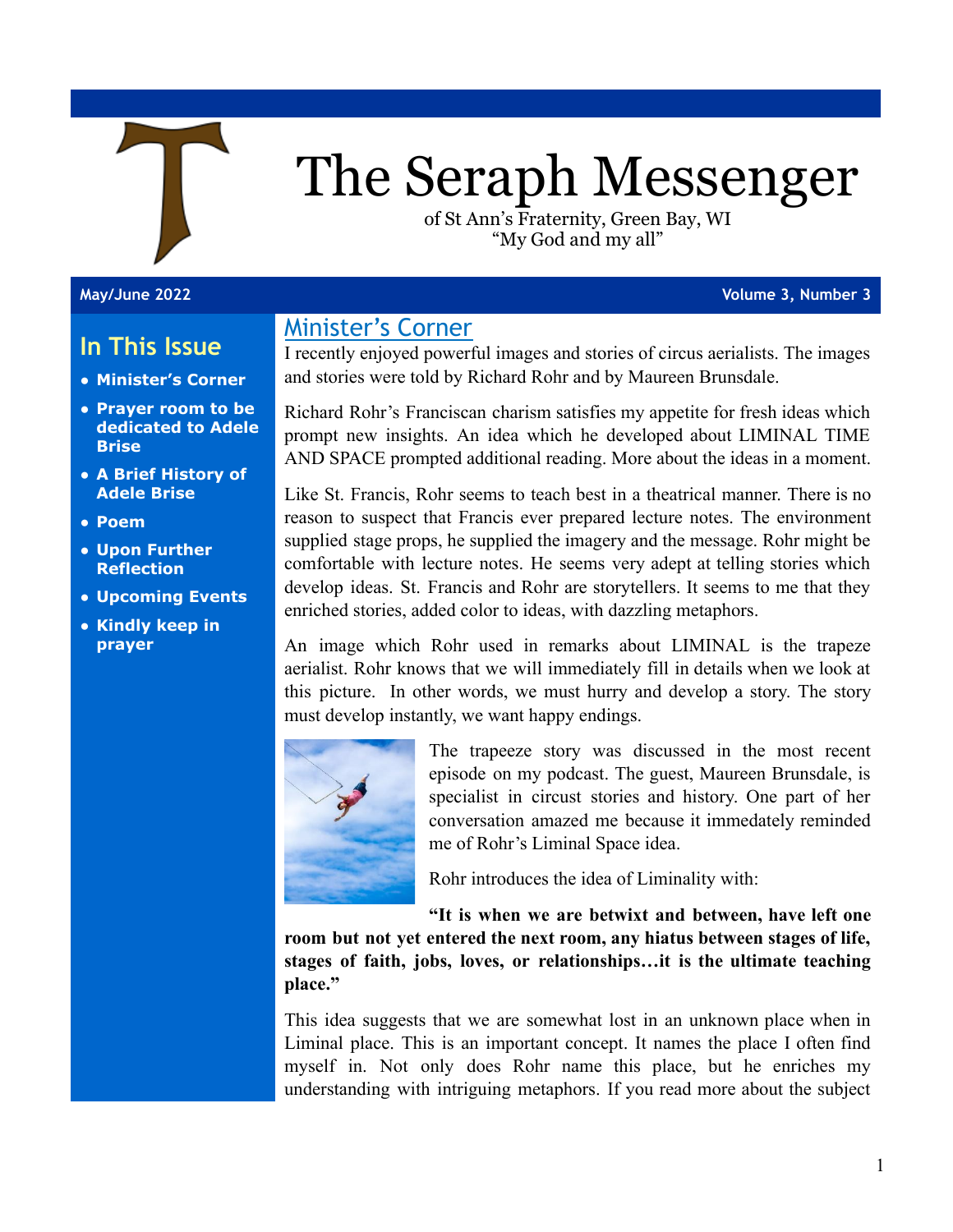# The Seraph Messenger

of St Ann's Fraternity, Green Bay, WI
"My God and my all"

May/June 2022 — Volume 3, Number 3

## In This Issue

- Minister's Corner
- Prayer room to be dedicated to Adele Brise
- A Brief History of Adele Brise
- Poem
- Upon Further Reflection
- Upcoming Events
- Kindly keep in prayer

## Minister's Corner

I recently enjoyed powerful images and stories of circus aerialists. The images and stories were told by Richard Rohr and by Maureen Brunsdale.

Richard Rohr's Franciscan charism satisfies my appetite for fresh ideas which prompt new insights. An idea which he developed about LIMINAL TIME AND SPACE prompted additional reading. More about the ideas in a moment.

Like St. Francis, Rohr seems to teach best in a theatrical manner. There is no reason to suspect that Francis ever prepared lecture notes. The environment supplied stage props, he supplied the imagery and the message. Rohr might be comfortable with lecture notes. He seems very adept at telling stories which develop ideas. St. Francis and Rohr are storytellers. It seems to me that they enriched stories, added color to ideas, with dazzling metaphors.

An image which Rohr used in remarks about LIMINAL is the trapeze aerialist. Rohr knows that we will immediately fill in details when we look at this picture. In other words, we must hurry and develop a story. The story must develop instantly, we want happy endings.

The trapeeze story was discussed in the most recent episode on my podcast. The guest, Maureen Brunsdale, is specialist in circust stories and history. One part of her conversation amazed me because it immedately reminded me of Rohr's Liminal Space idea.

Rohr introduces the idea of Liminality with:

**"It is when we are betwixt and between, have left one room but not yet entered the next room, any hiatus between stages of life, stages of faith, jobs, loves, or relationships…it is the ultimate teaching place."**

This idea suggests that we are somewhat lost in an unknown place when in Liminal place. This is an important concept. It names the place I often find myself in. Not only does Rohr name this place, but he enriches my understanding with intriguing metaphors. If you read more about the subject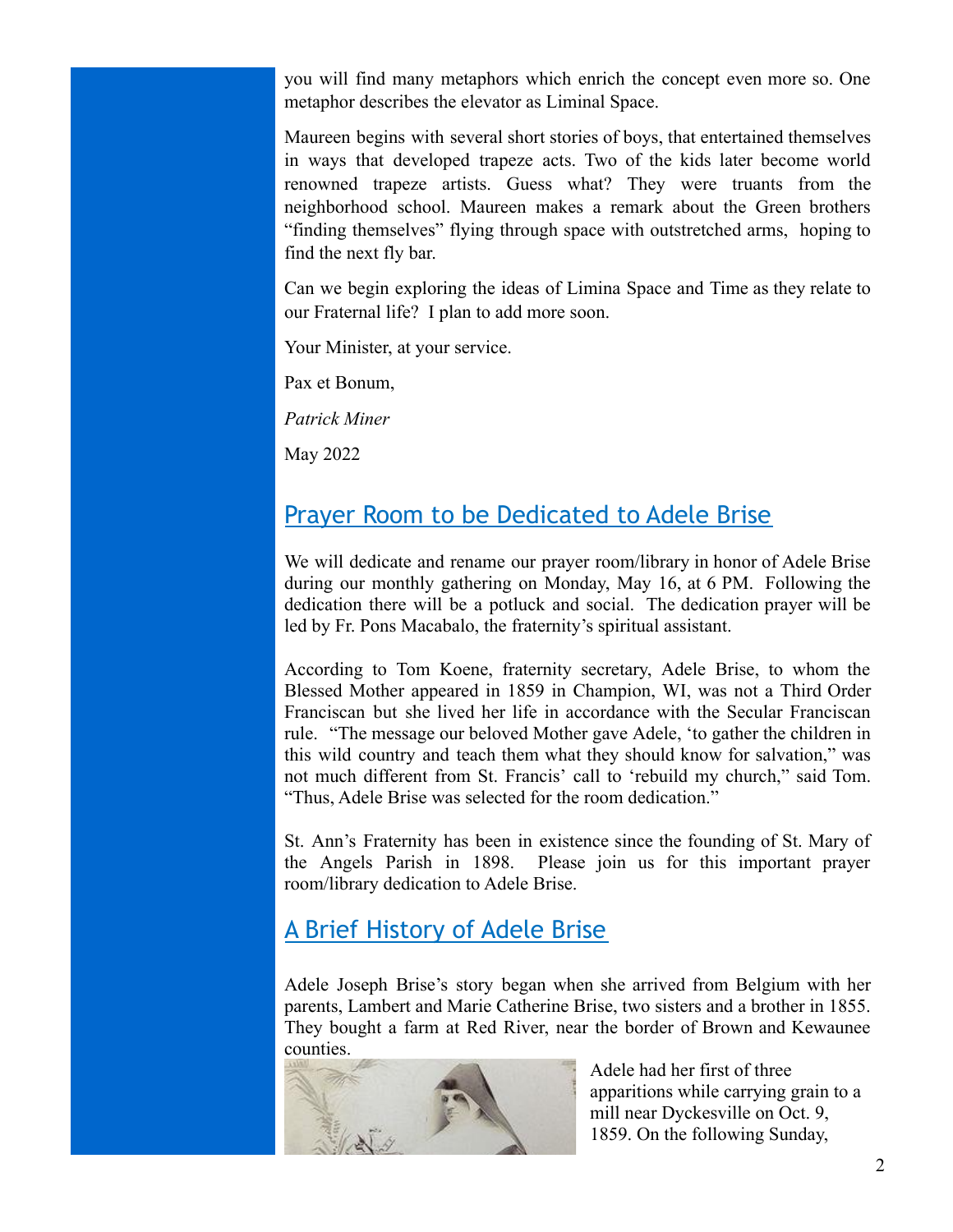you will find many metaphors which enrich the concept even more so. One metaphor describes the elevator as Liminal Space.

Maureen begins with several short stories of boys, that entertained themselves in ways that developed trapeze acts. Two of the kids later become world renowned trapeze artists. Guess what? They were truants from the neighborhood school. Maureen makes a remark about the Green brothers "finding themselves" flying through space with outstretched arms, hoping to find the next fly bar.

Can we begin exploring the ideas of Limina Space and Time as they relate to our Fraternal life? I plan to add more soon.

Your Minister, at your service.

Pax et Bonum,

*Patrick Miner*

May 2022

## Prayer Room to be Dedicated to Adele Brise

We will dedicate and rename our prayer room/library in honor of Adele Brise during our monthly gathering on Monday, May 16, at 6 PM. Following the dedication there will be a potluck and social. The dedication prayer will be led by Fr. Pons Macabalo, the fraternity's spiritual assistant.

According to Tom Koene, fraternity secretary, Adele Brise, to whom the Blessed Mother appeared in 1859 in Champion, WI, was not a Third Order Franciscan but she lived her life in accordance with the Secular Franciscan rule. "The message our beloved Mother gave Adele, 'to gather the children in this wild country and teach them what they should know for salvation," was not much different from St. Francis' call to 'rebuild my church," said Tom. "Thus, Adele Brise was selected for the room dedication."

St. Ann's Fraternity has been in existence since the founding of St. Mary of the Angels Parish in 1898. Please join us for this important prayer room/library dedication to Adele Brise.

## A Brief History of Adele Brise

Adele Joseph Brise's story began when she arrived from Belgium with her parents, Lambert and Marie Catherine Brise, two sisters and a brother in 1855. They bought a farm at Red River, near the border of Brown and Kewaunee counties.

Adele had her first of three apparitions while carrying grain to a mill near Dyckesville on Oct. 9, 1859. On the following Sunday,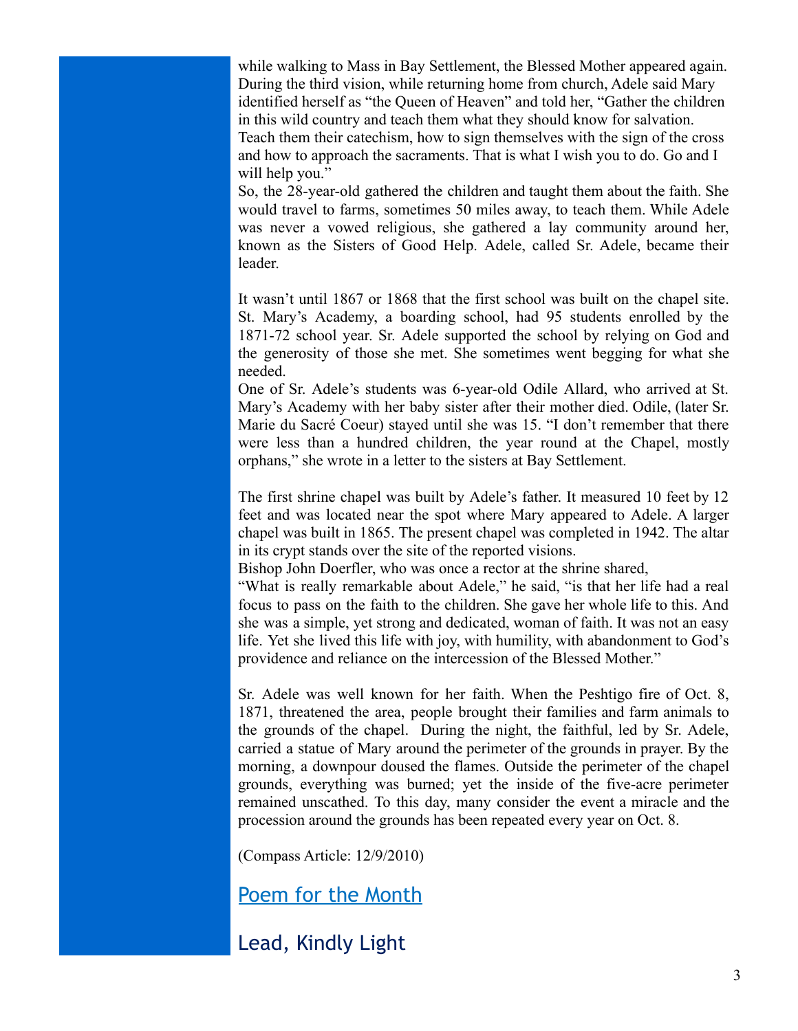while walking to Mass in Bay Settlement, the Blessed Mother appeared again. During the third vision, while returning home from church, Adele said Mary identified herself as "the Queen of Heaven" and told her, "Gather the children in this wild country and teach them what they should know for salvation. Teach them their catechism, how to sign themselves with the sign of the cross and how to approach the sacraments. That is what I wish you to do. Go and I will help you."

So, the 28-year-old gathered the children and taught them about the faith. She would travel to farms, sometimes 50 miles away, to teach them. While Adele was never a vowed religious, she gathered a lay community around her, known as the Sisters of Good Help. Adele, called Sr. Adele, became their leader.

It wasn't until 1867 or 1868 that the first school was built on the chapel site. St. Mary's Academy, a boarding school, had 95 students enrolled by the 1871-72 school year. Sr. Adele supported the school by relying on God and the generosity of those she met. She sometimes went begging for what she needed.

One of Sr. Adele's students was 6-year-old Odile Allard, who arrived at St. Mary's Academy with her baby sister after their mother died. Odile, (later Sr. Marie du Sacré Coeur) stayed until she was 15. "I don't remember that there were less than a hundred children, the year round at the Chapel, mostly orphans," she wrote in a letter to the sisters at Bay Settlement.

The first shrine chapel was built by Adele's father. It measured 10 feet by 12 feet and was located near the spot where Mary appeared to Adele. A larger chapel was built in 1865. The present chapel was completed in 1942. The altar in its crypt stands over the site of the reported visions.

Bishop John Doerfler, who was once a rector at the shrine shared,

"What is really remarkable about Adele," he said, "is that her life had a real focus to pass on the faith to the children. She gave her whole life to this. And she was a simple, yet strong and dedicated, woman of faith. It was not an easy life. Yet she lived this life with joy, with humility, with abandonment to God's providence and reliance on the intercession of the Blessed Mother."

Sr. Adele was well known for her faith. When the Peshtigo fire of Oct. 8, 1871, threatened the area, people brought their families and farm animals to the grounds of the chapel. During the night, the faithful, led by Sr. Adele, carried a statue of Mary around the perimeter of the grounds in prayer. By the morning, a downpour doused the flames. Outside the perimeter of the chapel grounds, everything was burned; yet the inside of the five-acre perimeter remained unscathed. To this day, many consider the event a miracle and the procession around the grounds has been repeated every year on Oct. 8.

(Compass Article: 12/9/2010)

## Poem for the Month

## Lead, Kindly Light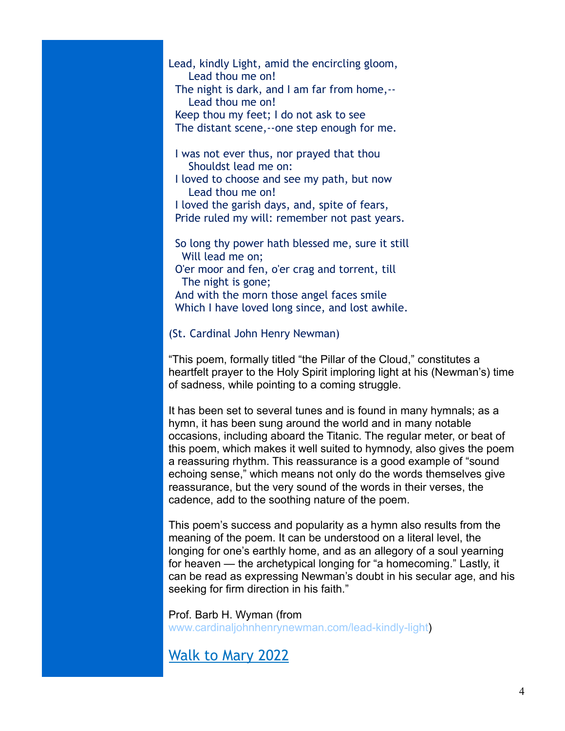Lead, kindly Light, amid the encircling gloom,
Lead thou me on!
The night is dark, and I am far from home,--
Lead thou me on!
Keep thou my feet; I do not ask to see
The distant scene,--one step enough for me.

I was not ever thus, nor prayed that thou
Shouldst lead me on:
I loved to choose and see my path, but now
Lead thou me on!
I loved the garish days, and, spite of fears,
Pride ruled my will: remember not past years.

So long thy power hath blessed me, sure it still
Will lead me on;
O'er moor and fen, o'er crag and torrent, till
The night is gone;
And with the morn those angel faces smile
Which I have loved long since, and lost awhile.

(St. Cardinal John Henry Newman)

"This poem, formally titled "the Pillar of the Cloud," constitutes a heartfelt prayer to the Holy Spirit imploring light at his (Newman's) time of sadness, while pointing to a coming struggle.

It has been set to several tunes and is found in many hymnals; as a hymn, it has been sung around the world and in many notable occasions, including aboard the Titanic. The regular meter, or beat of this poem, which makes it well suited to hymnody, also gives the poem a reassuring rhythm. This reassurance is a good example of "sound echoing sense," which means not only do the words themselves give reassurance, but the very sound of the words in their verses, the cadence, add to the soothing nature of the poem.

This poem's success and popularity as a hymn also results from the meaning of the poem. It can be understood on a literal level, the longing for one's earthly home, and as an allegory of a soul yearning for heaven — the archetypical longing for "a homecoming." Lastly, it can be read as expressing Newman's doubt in his secular age, and his seeking for firm direction in his faith."

Prof. Barb H. Wyman (from www.cardinaljohnhenrynewman.com/lead-kindly-light)

Walk to Mary 2022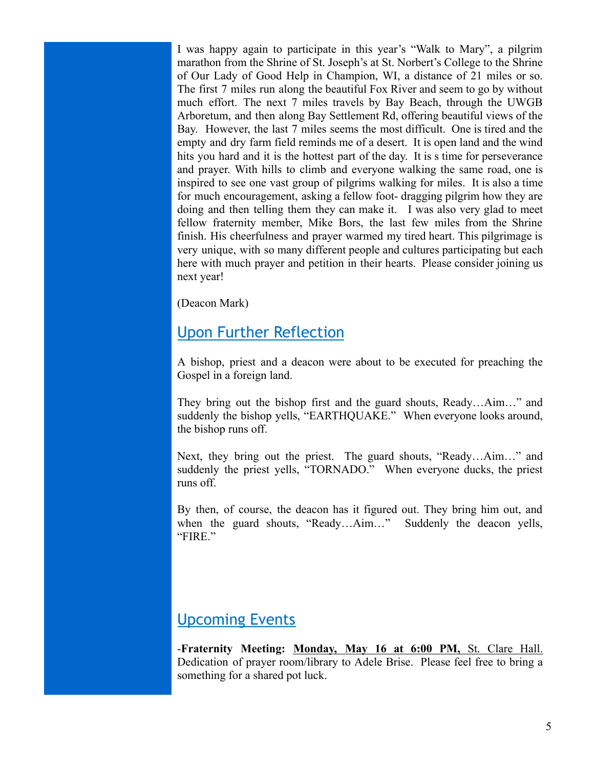I was happy again to participate in this year's "Walk to Mary", a pilgrim marathon from the Shrine of St. Joseph's at St. Norbert's College to the Shrine of Our Lady of Good Help in Champion, WI, a distance of 21 miles or so. The first 7 miles run along the beautiful Fox River and seem to go by without much effort. The next 7 miles travels by Bay Beach, through the UWGB Arboretum, and then along Bay Settlement Rd, offering beautiful views of the Bay. However, the last 7 miles seems the most difficult. One is tired and the empty and dry farm field reminds me of a desert. It is open land and the wind hits you hard and it is the hottest part of the day. It is s time for perseverance and prayer. With hills to climb and everyone walking the same road, one is inspired to see one vast group of pilgrims walking for miles. It is also a time for much encouragement, asking a fellow foot- dragging pilgrim how they are doing and then telling them they can make it. I was also very glad to meet fellow fraternity member, Mike Bors, the last few miles from the Shrine finish. His cheerfulness and prayer warmed my tired heart. This pilgrimage is very unique, with so many different people and cultures participating but each here with much prayer and petition in their hearts. Please consider joining us next year!

(Deacon Mark)

## Upon Further Reflection

A bishop, priest and a deacon were about to be executed for preaching the Gospel in a foreign land.

They bring out the bishop first and the guard shouts, Ready…Aim…" and suddenly the bishop yells, "EARTHQUAKE." When everyone looks around, the bishop runs off.

Next, they bring out the priest. The guard shouts, "Ready…Aim…" and suddenly the priest yells, "TORNADO." When everyone ducks, the priest runs off.

By then, of course, the deacon has it figured out. They bring him out, and when the guard shouts, "Ready…Aim…" Suddenly the deacon yells, "FIRE."

## Upcoming Events

-**Fraternity Meeting:** **<u>Monday, May 16 at 6:00 PM,</u>** <u>St. Clare Hall.</u> Dedication of prayer room/library to Adele Brise. Please feel free to bring a something for a shared pot luck.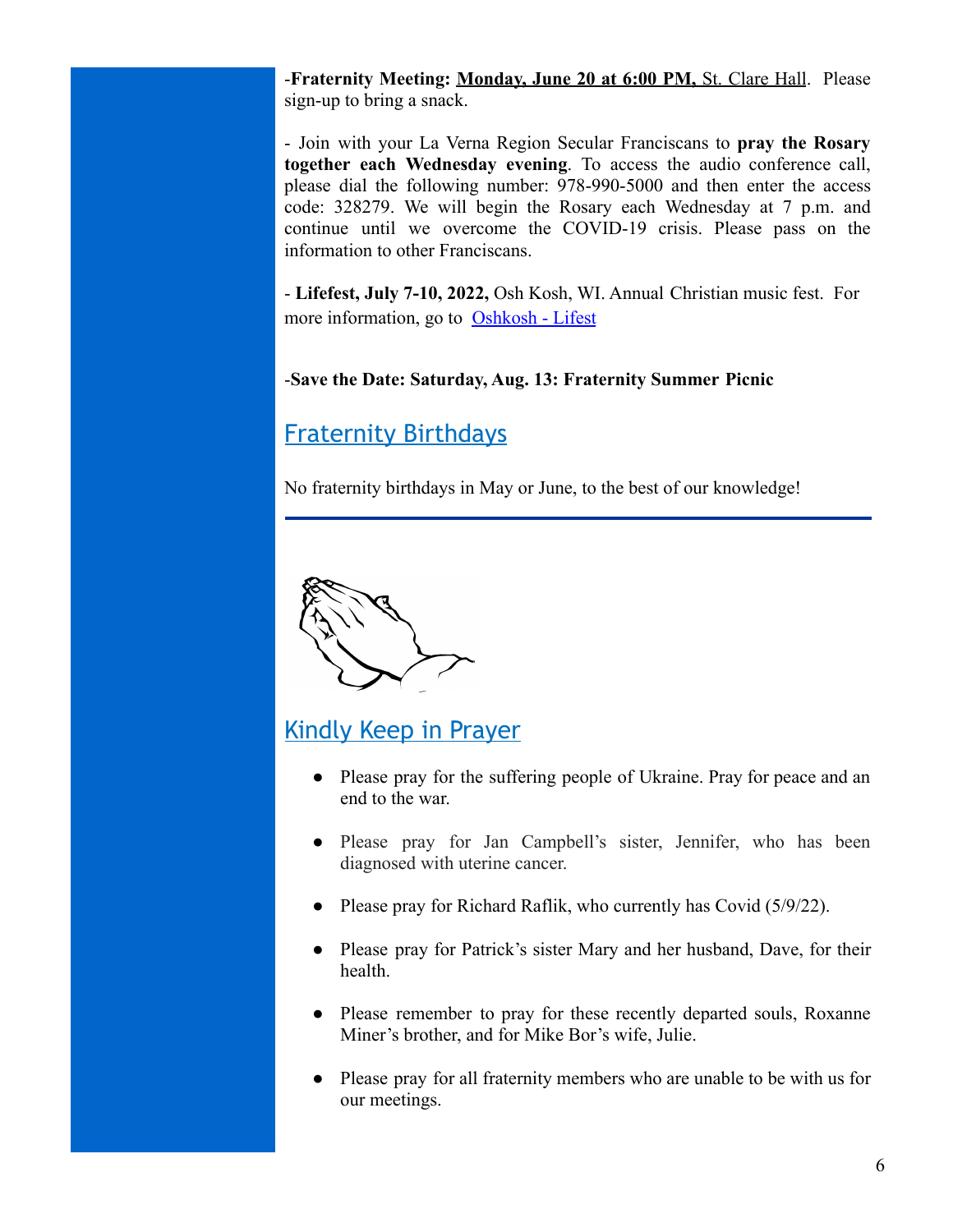-**Fraternity Meeting: Monday, June 20 at 6:00 PM,** St. Clare Hall. Please sign-up to bring a snack.

- Join with your La Verna Region Secular Franciscans to **pray the Rosary together each Wednesday evening**. To access the audio conference call, please dial the following number: 978-990-5000 and then enter the access code: 328279. We will begin the Rosary each Wednesday at 7 p.m. and continue until we overcome the COVID-19 crisis. Please pass on the information to other Franciscans.

- **Lifefest, July 7-10, 2022,** Osh Kosh, WI. Annual Christian music fest. For more information, go to Oshkosh - Lifest

-**Save the Date: Saturday, Aug. 13: Fraternity Summer Picnic**

## Fraternity Birthdays

No fraternity birthdays in May or June, to the best of our knowledge!

---

## Kindly Keep in Prayer

- Please pray for the suffering people of Ukraine. Pray for peace and an end to the war.
- Please pray for Jan Campbell's sister, Jennifer, who has been diagnosed with uterine cancer.
- Please pray for Richard Raflik, who currently has Covid (5/9/22).
- Please pray for Patrick's sister Mary and her husband, Dave, for their health.
- Please remember to pray for these recently departed souls, Roxanne Miner's brother, and for Mike Bor's wife, Julie.
- Please pray for all fraternity members who are unable to be with us for our meetings.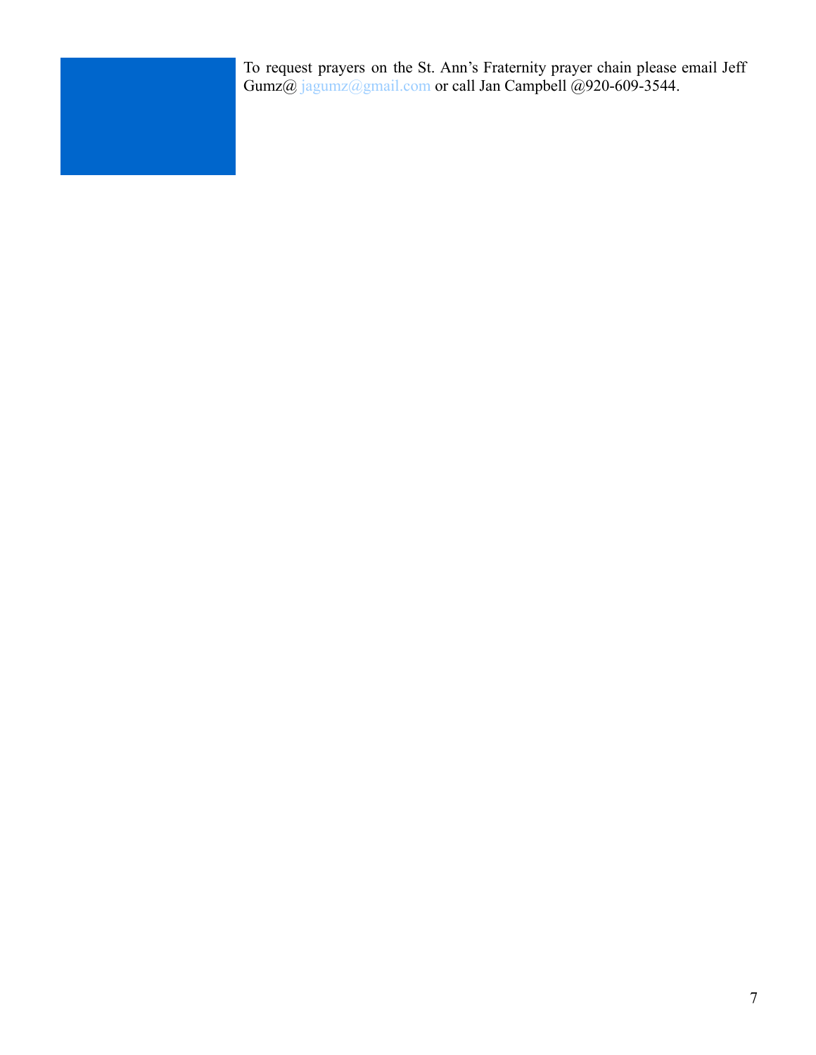To request prayers on the St. Ann's Fraternity prayer chain please email Jeff Gumz@ jagumz@gmail.com or call Jan Campbell @920-609-3544.